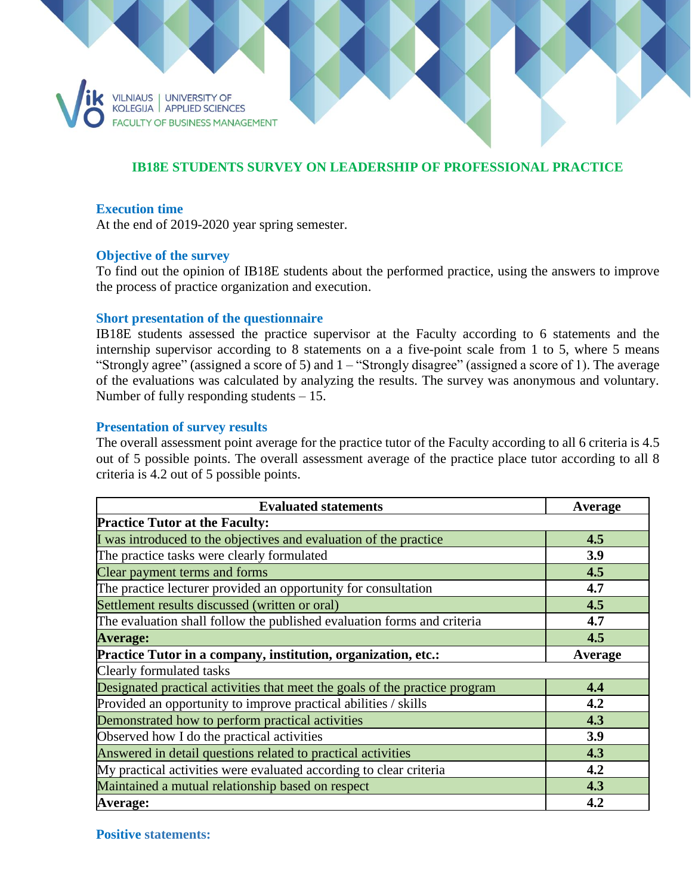VILNIAUS KOLEGIJA | UNIVERSITY OF APPLIED SCIENCES

FACULTY OF BUSINESS MANAGEMENT

# IB18E STUDENTS SURVEY ON LEADERSHIP OF PROFESSIONAL PRACTICE

## Execution time

At the end of 2019-2020 year spring semester.

## Objective of the survey

To find out the opinion of IB18E students about the performed practice, using the answers to improve the process of practice organization and execution.

## Short presentation of the questionnaire

IB18E students assessed the practice supervisor at the Faculty according to 6 statements and the internship supervisor according to 8 statements on a a five-point scale from 1 to 5, where 5 means "Strongly agree" (assigned a score of 5) and 1 – "Strongly disagree" (assigned a score of 1). The average of the evaluations was calculated by analyzing the results. The survey was anonymous and voluntary. Number of fully responding students – 15.

## Presentation of survey results

The overall assessment point average for the practice tutor of the Faculty according to all 6 criteria is 4.5 out of 5 possible points. The overall assessment average of the practice place tutor according to all 8 criteria is 4.2 out of 5 possible points.

| Evaluated statements | Average |
|---|---|
| **Practice Tutor at the Faculty:** | |
| I was introduced to the objectives and evaluation of the practice | **4.5** |
| The practice tasks were clearly formulated | **3.9** |
| Clear payment terms and forms | **4.5** |
| The practice lecturer provided an opportunity for consultation | **4.7** |
| Settlement results discussed (written or oral) | **4.5** |
| The evaluation shall follow the published evaluation forms and criteria | **4.7** |
| **Average:** | **4.5** |
| **Practice Tutor in a company, institution, organization, etc.:** | **Average** |
| Clearly formulated tasks | |
| Designated practical activities that meet the goals of the practice program | **4.4** |
| Provided an opportunity to improve practical abilities / skills | **4.2** |
| Demonstrated how to perform practical activities | **4.3** |
| Observed how I do the practical activities | **3.9** |
| Answered in detail questions related to practical activities | **4.3** |
| My practical activities were evaluated according to clear criteria | **4.2** |
| Maintained a mutual relationship based on respect | **4.3** |
| **Average:** | **4.2** |

## Positive statements: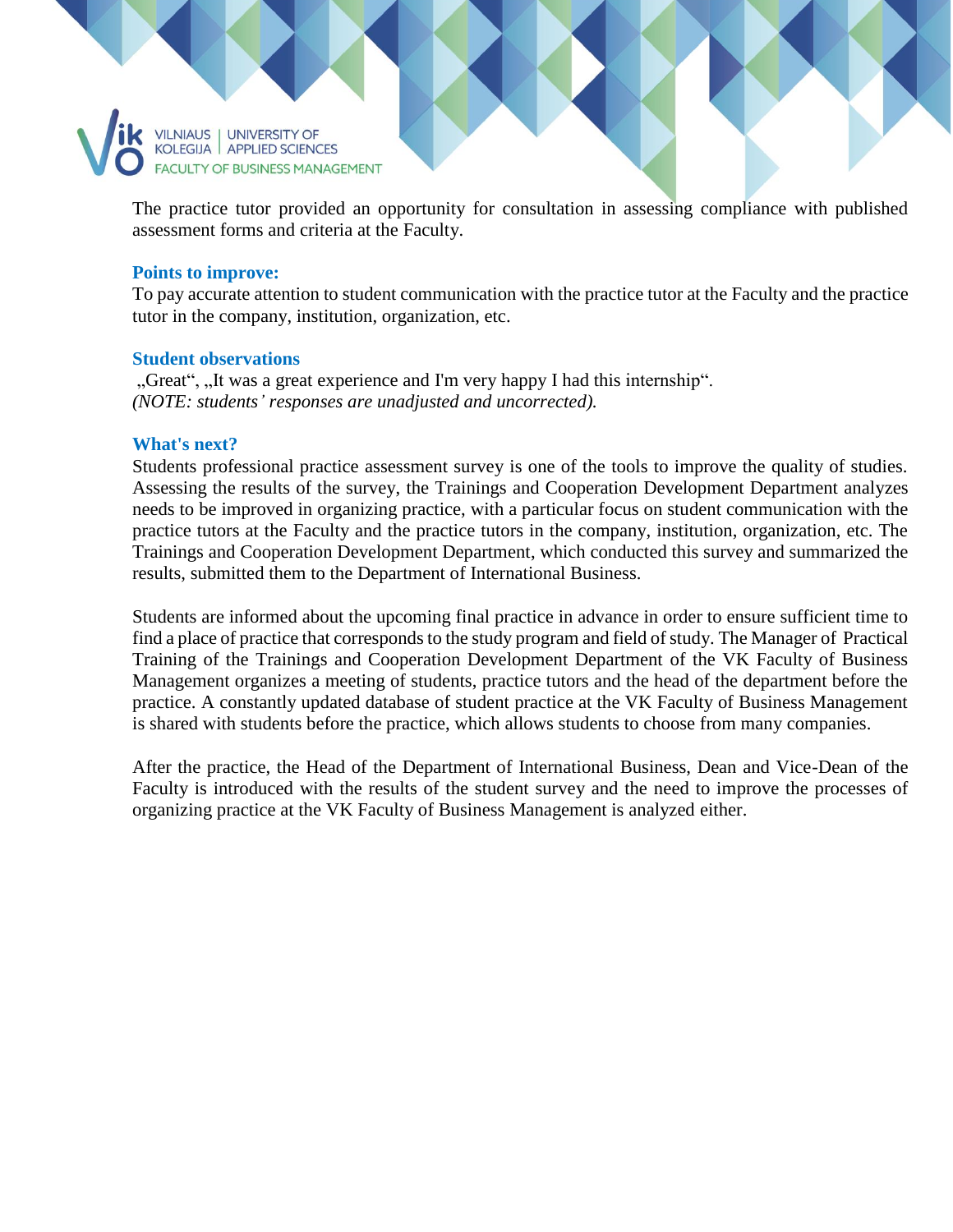The practice tutor provided an opportunity for consultation in assessing compliance with published assessment forms and criteria at the Faculty.

### Points to improve:

To pay accurate attention to student communication with the practice tutor at the Faculty and the practice tutor in the company, institution, organization, etc.

### Student observations

„Great", „It was a great experience and I'm very happy I had this internship".
*(NOTE: students' responses are unadjusted and uncorrected).*

### What's next?

Students professional practice assessment survey is one of the tools to improve the quality of studies. Assessing the results of the survey, the Trainings and Cooperation Development Department analyzes needs to be improved in organizing practice, with a particular focus on student communication with the practice tutors at the Faculty and the practice tutors in the company, institution, organization, etc. The Trainings and Cooperation Development Department, which conducted this survey and summarized the results, submitted them to the Department of International Business.

Students are informed about the upcoming final practice in advance in order to ensure sufficient time to find a place of practice that corresponds to the study program and field of study. The Manager of Practical Training of the Trainings and Cooperation Development Department of the VK Faculty of Business Management organizes a meeting of students, practice tutors and the head of the department before the practice. A constantly updated database of student practice at the VK Faculty of Business Management is shared with students before the practice, which allows students to choose from many companies.

After the practice, the Head of the Department of International Business, Dean and Vice-Dean of the Faculty is introduced with the results of the student survey and the need to improve the processes of organizing practice at the VK Faculty of Business Management is analyzed either.